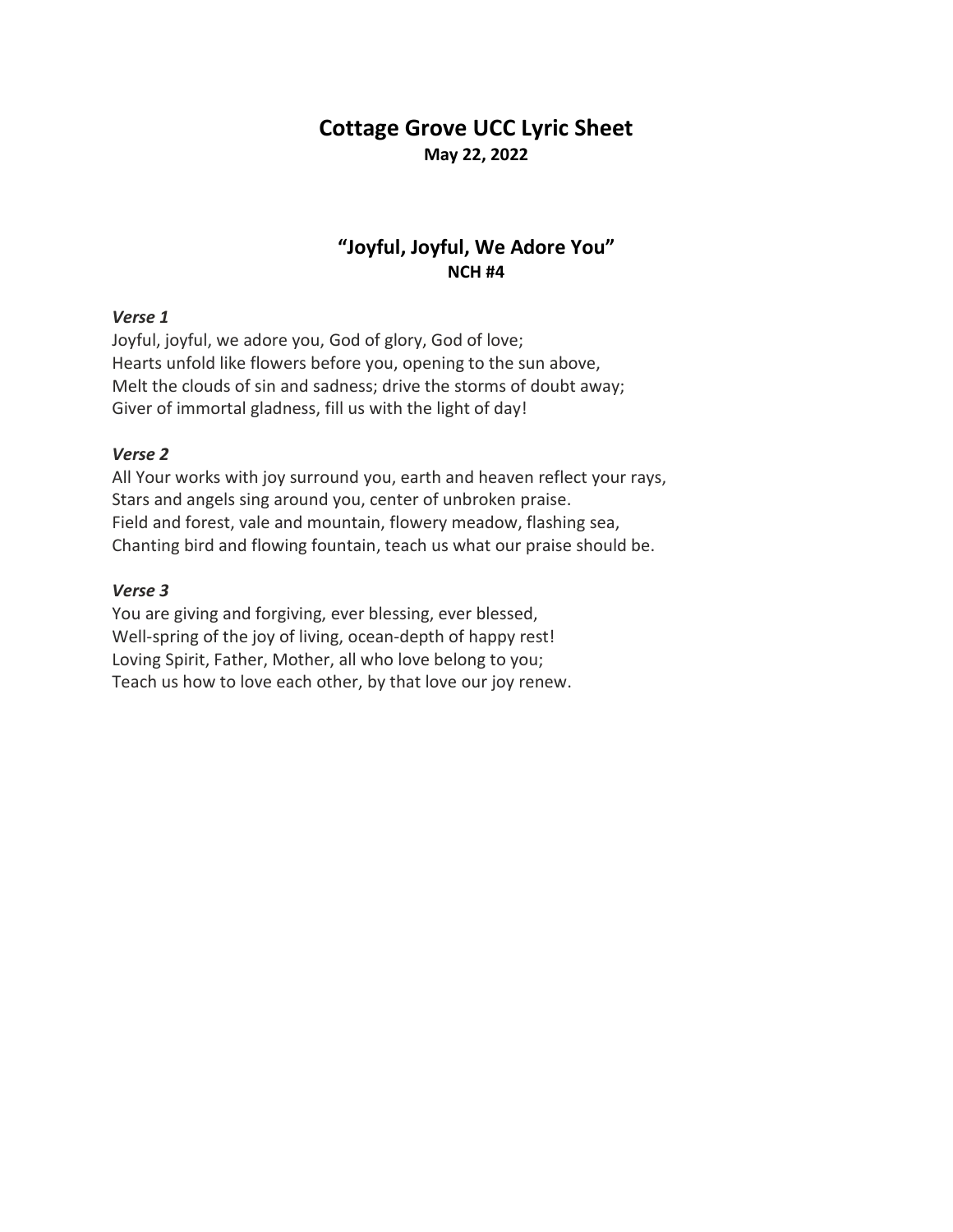# Cottage Grove UCC Lyric Sheet

**May 22, 2022**

## "Joyful, Joyful, We Adore You"

**NCH #4**

***Verse 1***

Joyful, joyful, we adore you, God of glory, God of love;
Hearts unfold like flowers before you, opening to the sun above,
Melt the clouds of sin and sadness; drive the storms of doubt away;
Giver of immortal gladness, fill us with the light of day!

***Verse 2***

All Your works with joy surround you, earth and heaven reflect your rays,
Stars and angels sing around you, center of unbroken praise.
Field and forest, vale and mountain, flowery meadow, flashing sea,
Chanting bird and flowing fountain, teach us what our praise should be.

***Verse 3***

You are giving and forgiving, ever blessing, ever blessed,
Well-spring of the joy of living, ocean-depth of happy rest!
Loving Spirit, Father, Mother, all who love belong to you;
Teach us how to love each other, by that love our joy renew.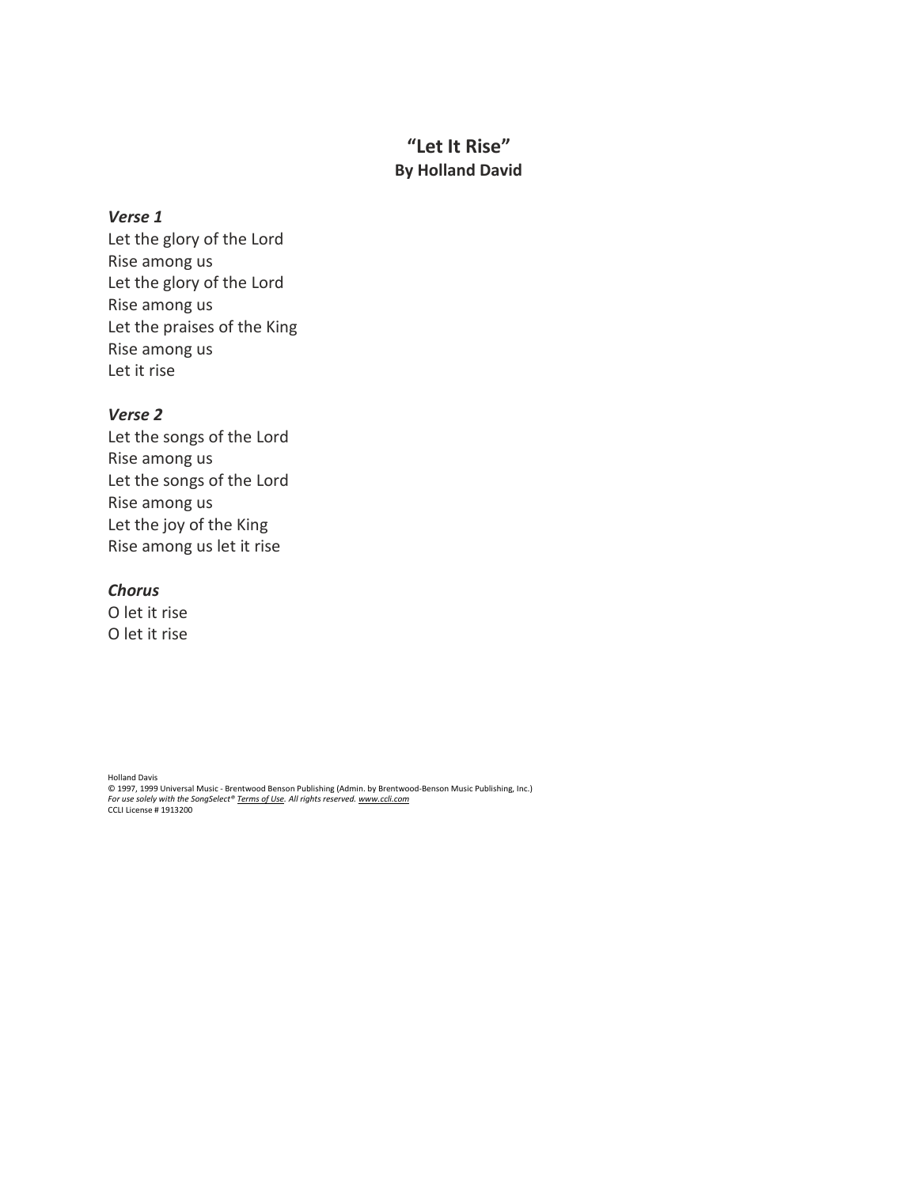## "Let It Rise"

**By Holland David**

***Verse 1***

Let the glory of the Lord
Rise among us
Let the glory of the Lord
Rise among us
Let the praises of the King
Rise among us
Let it rise

***Verse 2***

Let the songs of the Lord
Rise among us
Let the songs of the Lord
Rise among us
Let the joy of the King
Rise among us let it rise

***Chorus***

O let it rise
O let it rise

Holland Davis
© 1997, 1999 Universal Music - Brentwood Benson Publishing (Admin. by Brentwood-Benson Music Publishing, Inc.)
*For use solely with the SongSelect® Terms of Use. All rights reserved. www.ccli.com*
CCLI License # 1913200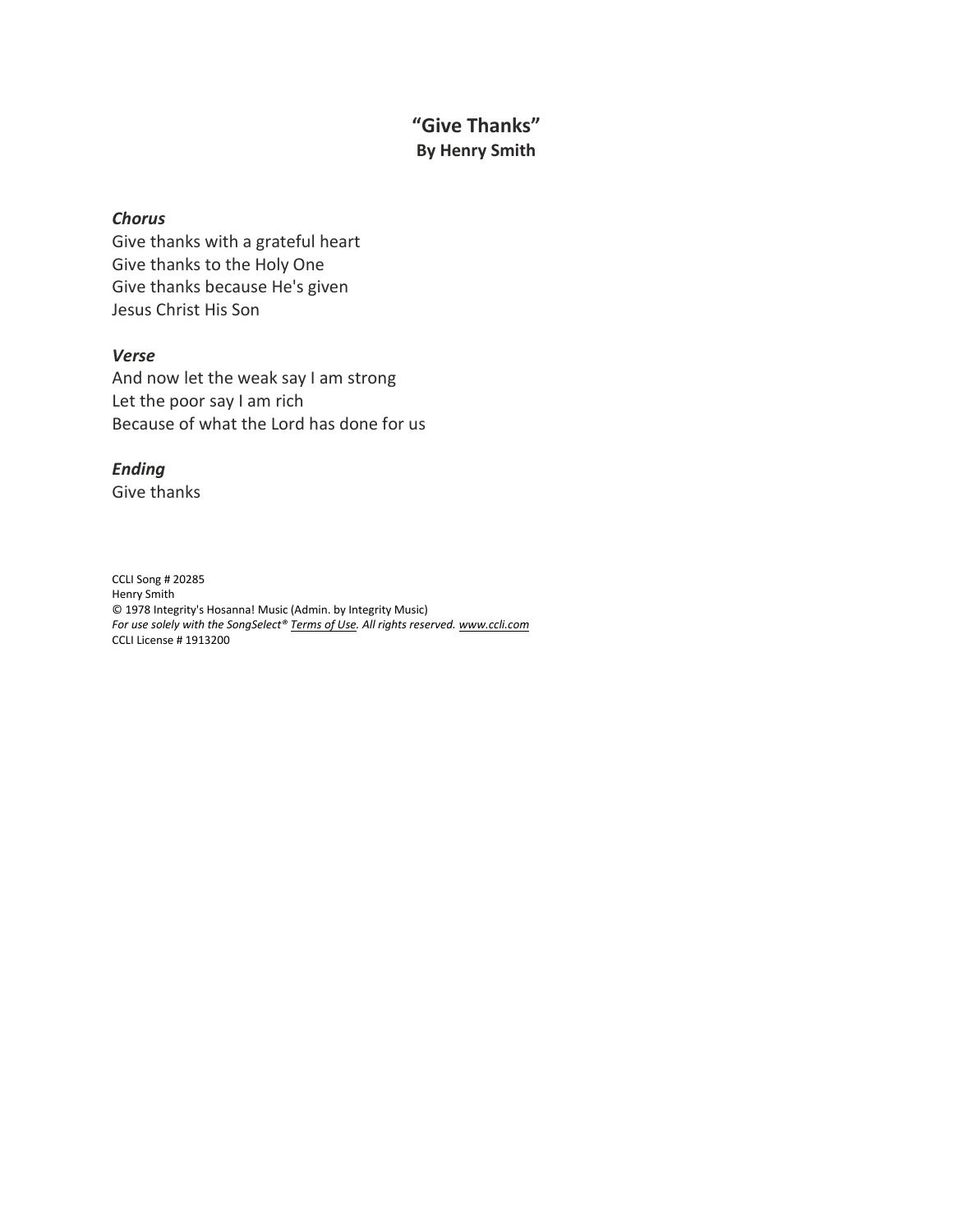## "Give Thanks"

**By Henry Smith**

***Chorus***

Give thanks with a grateful heart
Give thanks to the Holy One
Give thanks because He's given
Jesus Christ His Son

***Verse***

And now let the weak say I am strong
Let the poor say I am rich
Because of what the Lord has done for us

***Ending***

Give thanks

CCLI Song # 20285
Henry Smith
© 1978 Integrity's Hosanna! Music (Admin. by Integrity Music)
*For use solely with the SongSelect® Terms of Use. All rights reserved. www.ccli.com*
CCLI License # 1913200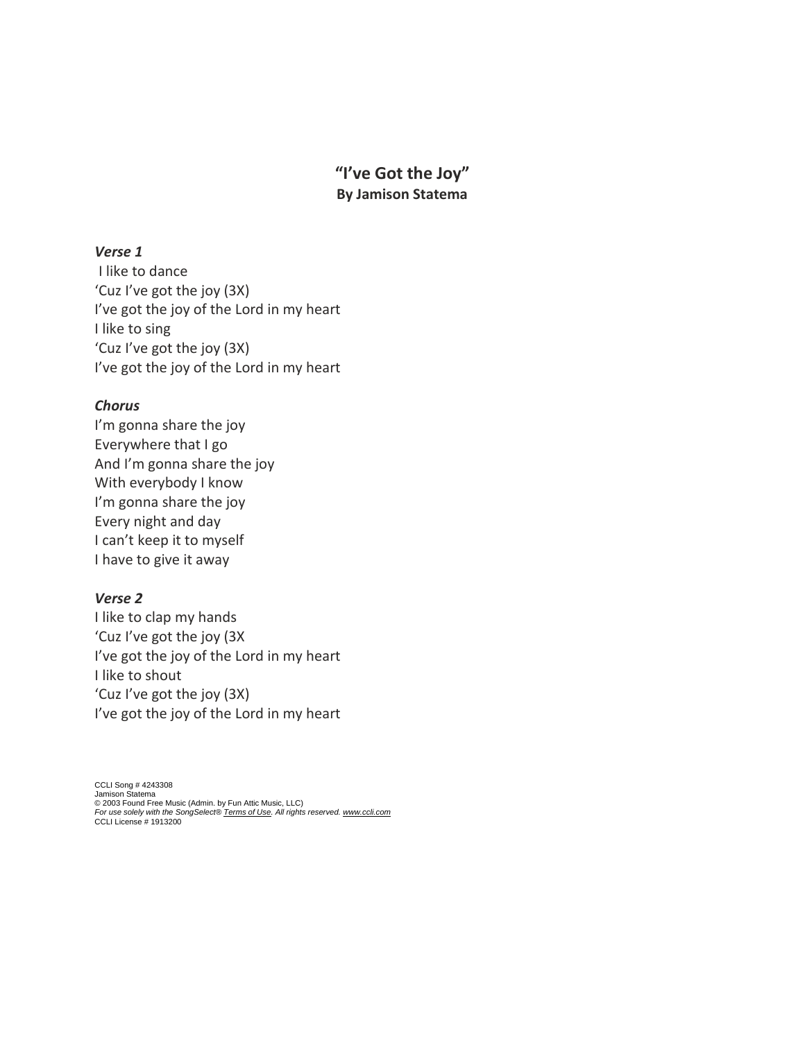## "I've Got the Joy"
**By Jamison Statema**

***Verse 1***
I like to dance
'Cuz I've got the joy (3X)
I've got the joy of the Lord in my heart
I like to sing
'Cuz I've got the joy (3X)
I've got the joy of the Lord in my heart

***Chorus***
I'm gonna share the joy
Everywhere that I go
And I'm gonna share the joy
With everybody I know
I'm gonna share the joy
Every night and day
I can't keep it to myself
I have to give it away

***Verse 2***
I like to clap my hands
'Cuz I've got the joy (3X
I've got the joy of the Lord in my heart
I like to shout
'Cuz I've got the joy (3X)
I've got the joy of the Lord in my heart

CCLI Song # 4243308
Jamison Statema
© 2003 Found Free Music (Admin. by Fun Attic Music, LLC)
*For use solely with the SongSelect® Terms of Use. All rights reserved. www.ccli.com*
CCLI License # 1913200